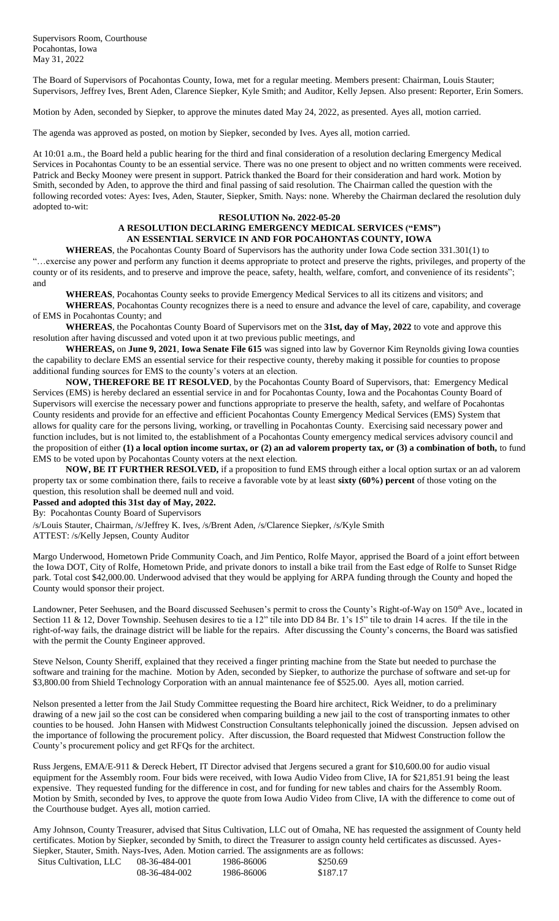Supervisors Room, Courthouse
Pocahontas, Iowa
May 31, 2022

The Board of Supervisors of Pocahontas County, Iowa, met for a regular meeting. Members present: Chairman, Louis Stauter; Supervisors, Jeffrey Ives, Brent Aden, Clarence Siepker, Kyle Smith; and Auditor, Kelly Jepsen. Also present: Reporter, Erin Somers.

Motion by Aden, seconded by Siepker, to approve the minutes dated May 24, 2022, as presented. Ayes all, motion carried.

The agenda was approved as posted, on motion by Siepker, seconded by Ives. Ayes all, motion carried.

At 10:01 a.m., the Board held a public hearing for the third and final consideration of a resolution declaring Emergency Medical Services in Pocahontas County to be an essential service. There was no one present to object and no written comments were received. Patrick and Becky Mooney were present in support. Patrick thanked the Board for their consideration and hard work. Motion by Smith, seconded by Aden, to approve the third and final passing of said resolution. The Chairman called the question with the following recorded votes: Ayes: Ives, Aden, Stauter, Siepker, Smith. Nays: none. Whereby the Chairman declared the resolution duly adopted to-wit:

**RESOLUTION No. 2022-05-20**
**A RESOLUTION DECLARING EMERGENCY MEDICAL SERVICES ("EMS") AN ESSENTIAL SERVICE IN AND FOR POCAHONTAS COUNTY, IOWA**

**WHEREAS**, the Pocahontas County Board of Supervisors has the authority under Iowa Code section 331.301(1) to "…exercise any power and perform any function it deems appropriate to protect and preserve the rights, privileges, and property of the county or of its residents, and to preserve and improve the peace, safety, health, welfare, comfort, and convenience of its residents"; and

**WHEREAS**, Pocahontas County seeks to provide Emergency Medical Services to all its citizens and visitors; and

**WHEREAS**, Pocahontas County recognizes there is a need to ensure and advance the level of care, capability, and coverage of EMS in Pocahontas County; and

**WHEREAS**, the Pocahontas County Board of Supervisors met on the **31st, day of May, 2022** to vote and approve this resolution after having discussed and voted upon it at two previous public meetings, and

**WHEREAS,** on **June 9, 2021**, **Iowa Senate File 615** was signed into law by Governor Kim Reynolds giving Iowa counties the capability to declare EMS an essential service for their respective county, thereby making it possible for counties to propose additional funding sources for EMS to the county's voters at an election.

**NOW, THEREFORE BE IT RESOLVED**, by the Pocahontas County Board of Supervisors, that: Emergency Medical Services (EMS) is hereby declared an essential service in and for Pocahontas County, Iowa and the Pocahontas County Board of Supervisors will exercise the necessary power and functions appropriate to preserve the health, safety, and welfare of Pocahontas County residents and provide for an effective and efficient Pocahontas County Emergency Medical Services (EMS) System that allows for quality care for the persons living, working, or travelling in Pocahontas County. Exercising said necessary power and function includes, but is not limited to, the establishment of a Pocahontas County emergency medical services advisory council and the proposition of either **(1) a local option income surtax, or (2) an ad valorem property tax, or (3) a combination of both,** to fund EMS to be voted upon by Pocahontas County voters at the next election.

**NOW, BE IT FURTHER RESOLVED,** if a proposition to fund EMS through either a local option surtax or an ad valorem property tax or some combination there, fails to receive a favorable vote by at least **sixty (60%) percent** of those voting on the question, this resolution shall be deemed null and void.

**Passed and adopted this 31st day of May, 2022.**

By: Pocahontas County Board of Supervisors

/s/Louis Stauter, Chairman, /s/Jeffrey K. Ives, /s/Brent Aden, /s/Clarence Siepker, /s/Kyle Smith
ATTEST: /s/Kelly Jepsen, County Auditor

Margo Underwood, Hometown Pride Community Coach, and Jim Pentico, Rolfe Mayor, apprised the Board of a joint effort between the Iowa DOT, City of Rolfe, Hometown Pride, and private donors to install a bike trail from the East edge of Rolfe to Sunset Ridge park. Total cost $42,000.00. Underwood advised that they would be applying for ARPA funding through the County and hoped the County would sponsor their project.

Landowner, Peter Seehusen, and the Board discussed Seehusen's permit to cross the County's Right-of-Way on 150th Ave., located in Section 11 & 12, Dover Township. Seehusen desires to tie a 12" tile into DD 84 Br. 1's 15" tile to drain 14 acres. If the tile in the right-of-way fails, the drainage district will be liable for the repairs. After discussing the County's concerns, the Board was satisfied with the permit the County Engineer approved.

Steve Nelson, County Sheriff, explained that they received a finger printing machine from the State but needed to purchase the software and training for the machine. Motion by Aden, seconded by Siepker, to authorize the purchase of software and set-up for $3,800.00 from Shield Technology Corporation with an annual maintenance fee of $525.00. Ayes all, motion carried.

Nelson presented a letter from the Jail Study Committee requesting the Board hire architect, Rick Weidner, to do a preliminary drawing of a new jail so the cost can be considered when comparing building a new jail to the cost of transporting inmates to other counties to be housed. John Hansen with Midwest Construction Consultants telephonically joined the discussion. Jepsen advised on the importance of following the procurement policy. After discussion, the Board requested that Midwest Construction follow the County's procurement policy and get RFQs for the architect.

Russ Jergens, EMA/E-911 & Dereck Hebert, IT Director advised that Jergens secured a grant for $10,600.00 for audio visual equipment for the Assembly room. Four bids were received, with Iowa Audio Video from Clive, IA for $21,851.91 being the least expensive. They requested funding for the difference in cost, and for funding for new tables and chairs for the Assembly Room. Motion by Smith, seconded by Ives, to approve the quote from Iowa Audio Video from Clive, IA with the difference to come out of the Courthouse budget. Ayes all, motion carried.

Amy Johnson, County Treasurer, advised that Situs Cultivation, LLC out of Omaha, NE has requested the assignment of County held certificates. Motion by Siepker, seconded by Smith, to direct the Treasurer to assign county held certificates as discussed. Ayes-Siepker, Stauter, Smith. Nays-Ives, Aden. Motion carried. The assignments are as follows:

| | | | |
|---|---|---|---|
| Situs Cultivation, LLC | 08-36-484-001 | 1986-86006 | $250.69 |
| | 08-36-484-002 | 1986-86006 | $187.17 |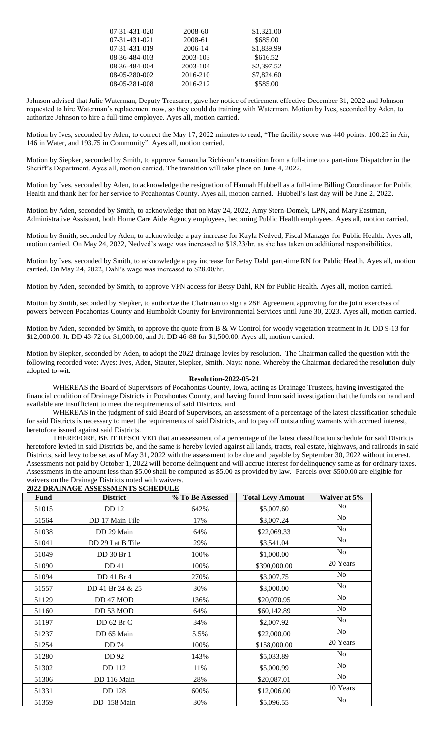| | | |
|---|---|---|
| 07-31-431-020 | 2008-60 | $1,321.00 |
| 07-31-431-021 | 2008-61 | $685.00 |
| 07-31-431-019 | 2006-14 | $1,839.99 |
| 08-36-484-003 | 2003-103 | $616.52 |
| 08-36-484-004 | 2003-104 | $2,397.52 |
| 08-05-280-002 | 2016-210 | $7,824.60 |
| 08-05-281-008 | 2016-212 | $585.00 |

Johnson advised that Julie Waterman, Deputy Treasurer, gave her notice of retirement effective December 31, 2022 and Johnson requested to hire Waterman's replacement now, so they could do training with Waterman. Motion by Ives, seconded by Aden, to authorize Johnson to hire a full-time employee. Ayes all, motion carried.

Motion by Ives, seconded by Aden, to correct the May 17, 2022 minutes to read, "The facility score was 440 points: 100.25 in Air, 146 in Water, and 193.75 in Community". Ayes all, motion carried.

Motion by Siepker, seconded by Smith, to approve Samantha Richison's transition from a full-time to a part-time Dispatcher in the Sheriff's Department. Ayes all, motion carried. The transition will take place on June 4, 2022.

Motion by Ives, seconded by Aden, to acknowledge the resignation of Hannah Hubbell as a full-time Billing Coordinator for Public Health and thank her for her service to Pocahontas County. Ayes all, motion carried. Hubbell's last day will be June 2, 2022.

Motion by Aden, seconded by Smith, to acknowledge that on May 24, 2022, Amy Stern-Domek, LPN, and Mary Eastman, Administrative Assistant, both Home Care Aide Agency employees, becoming Public Health employees. Ayes all, motion carried.

Motion by Smith, seconded by Aden, to acknowledge a pay increase for Kayla Nedved, Fiscal Manager for Public Health. Ayes all, motion carried. On May 24, 2022, Nedved's wage was increased to $18.23/hr. as she has taken on additional responsibilities.

Motion by Ives, seconded by Smith, to acknowledge a pay increase for Betsy Dahl, part-time RN for Public Health. Ayes all, motion carried. On May 24, 2022, Dahl's wage was increased to $28.00/hr.

Motion by Aden, seconded by Smith, to approve VPN access for Betsy Dahl, RN for Public Health. Ayes all, motion carried.

Motion by Smith, seconded by Siepker, to authorize the Chairman to sign a 28E Agreement approving for the joint exercises of powers between Pocahontas County and Humboldt County for Environmental Services until June 30, 2023. Ayes all, motion carried.

Motion by Aden, seconded by Smith, to approve the quote from B & W Control for woody vegetation treatment in Jt. DD 9-13 for $12,000.00, Jt. DD 43-72 for $1,000.00, and Jt. DD 46-88 for $1,500.00. Ayes all, motion carried.

Motion by Siepker, seconded by Aden, to adopt the 2022 drainage levies by resolution. The Chairman called the question with the following recorded vote: Ayes: Ives, Aden, Stauter, Siepker, Smith. Nays: none. Whereby the Chairman declared the resolution duly adopted to-wit:

**Resolution-2022-05-21**

WHEREAS the Board of Supervisors of Pocahontas County, Iowa, acting as Drainage Trustees, having investigated the financial condition of Drainage Districts in Pocahontas County, and having found from said investigation that the funds on hand and available are insufficient to meet the requirements of said Districts, and

WHEREAS in the judgment of said Board of Supervisors, an assessment of a percentage of the latest classification schedule for said Districts is necessary to meet the requirements of said Districts, and to pay off outstanding warrants with accrued interest, heretofore issued against said Districts.

THEREFORE, BE IT RESOLVED that an assessment of a percentage of the latest classification schedule for said Districts heretofore levied in said Districts be, and the same is hereby levied against all lands, tracts, real estate, highways, and railroads in said Districts, said levy to be set as of May 31, 2022 with the assessment to be due and payable by September 30, 2022 without interest. Assessments not paid by October 1, 2022 will become delinquent and will accrue interest for delinquency same as for ordinary taxes. Assessments in the amount less than $5.00 shall be computed as $5.00 as provided by law. Parcels over $500.00 are eligible for waivers on the Drainage Districts noted with waivers.

**2022 DRAINAGE ASSESSMENTS SCHEDULE**

| Fund | District | % To Be Assessed | Total Levy Amount | Waiver at 5% |
|---|---|---|---|---|
| 51015 | DD 12 | 642% | $5,007.60 | No |
| 51564 | DD 17 Main Tile | 17% | $3,007.24 | No |
| 51038 | DD 29 Main | 64% | $22,069.33 | No |
| 51041 | DD 29 Lat B Tile | 29% | $3,541.04 | No |
| 51049 | DD 30 Br 1 | 100% | $1,000.00 | No |
| 51090 | DD 41 | 100% | $390,000.00 | 20 Years |
| 51094 | DD 41 Br 4 | 270% | $3,007.75 | No |
| 51557 | DD 41 Br 24 & 25 | 30% | $3,000.00 | No |
| 51129 | DD 47 MOD | 136% | $20,070.95 | No |
| 51160 | DD 53 MOD | 64% | $60,142.89 | No |
| 51197 | DD 62 Br C | 34% | $2,007.92 | No |
| 51237 | DD 65 Main | 5.5% | $22,000.00 | No |
| 51254 | DD 74 | 100% | $158,000.00 | 20 Years |
| 51280 | DD 92 | 143% | $5,033.89 | No |
| 51302 | DD 112 | 11% | $5,000.99 | No |
| 51306 | DD 116 Main | 28% | $20,087.01 | No |
| 51331 | DD 128 | 600% | $12,006.00 | 10 Years |
| 51359 | DD 158 Main | 30% | $5,096.55 | No |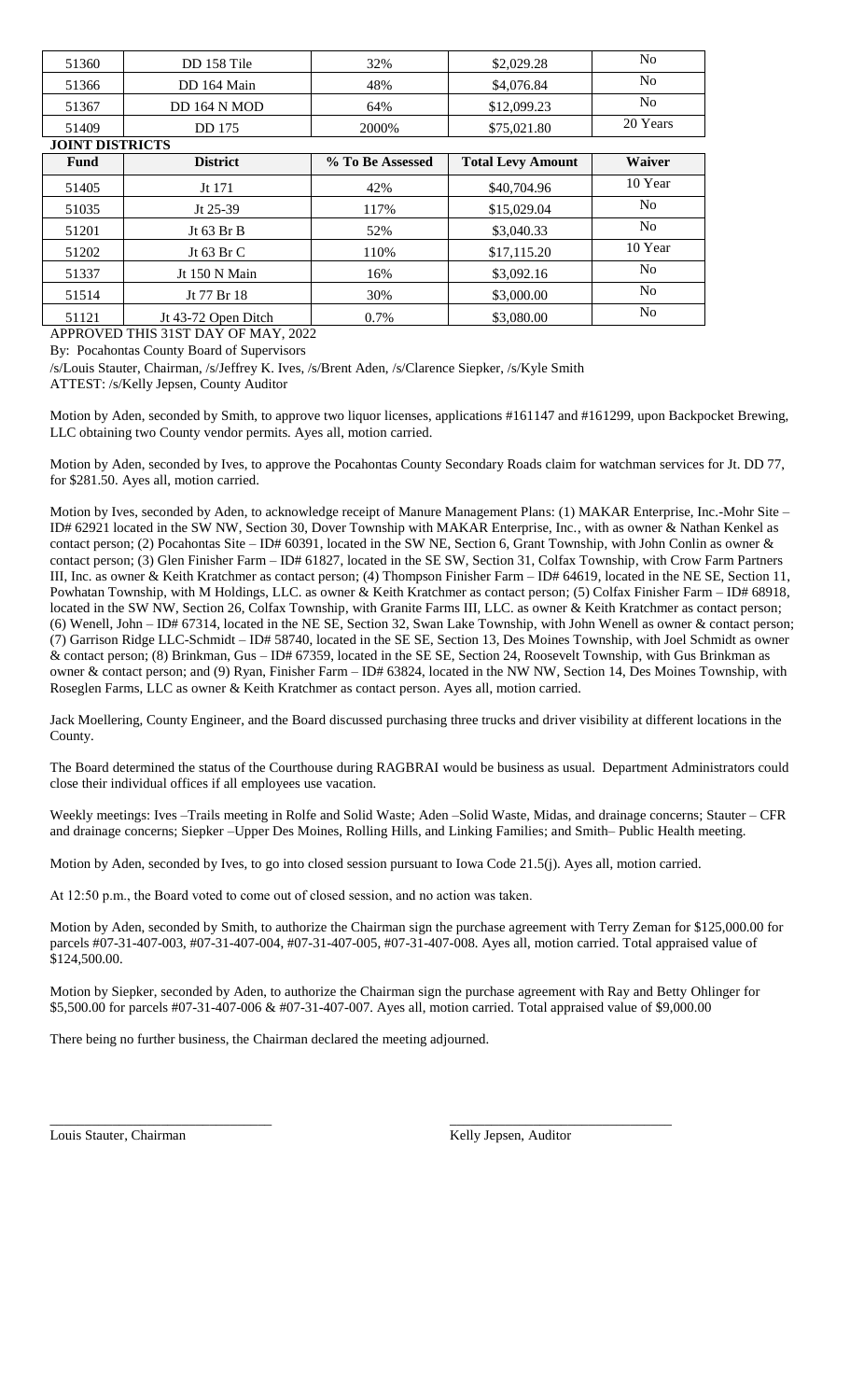| | | | | |
|---|---|---|---|---|
| 51360 | DD 158 Tile | 32% | $2,029.28 | No |
| 51366 | DD 164 Main | 48% | $4,076.84 | No |
| 51367 | DD 164 N MOD | 64% | $12,099.23 | No |
| 51409 | DD 175 | 2000% | $75,021.80 | 20 Years |

**JOINT DISTRICTS**

| Fund | District | % To Be Assessed | Total Levy Amount | Waiver |
|---|---|---|---|---|
| 51405 | Jt 171 | 42% | $40,704.96 | 10 Year |
| 51035 | Jt 25-39 | 117% | $15,029.04 | No |
| 51201 | Jt 63 Br B | 52% | $3,040.33 | No |
| 51202 | Jt 63 Br C | 110% | $17,115.20 | 10 Year |
| 51337 | Jt 150 N Main | 16% | $3,092.16 | No |
| 51514 | Jt 77 Br 18 | 30% | $3,000.00 | No |
| 51121 | Jt 43-72 Open Ditch | 0.7% | $3,080.00 | No |

APPROVED THIS 31ST DAY OF MAY, 2022

By: Pocahontas County Board of Supervisors

/s/Louis Stauter, Chairman, /s/Jeffrey K. Ives, /s/Brent Aden, /s/Clarence Siepker, /s/Kyle Smith

ATTEST: /s/Kelly Jepsen, County Auditor

Motion by Aden, seconded by Smith, to approve two liquor licenses, applications #161147 and #161299, upon Backpocket Brewing, LLC obtaining two County vendor permits. Ayes all, motion carried.

Motion by Aden, seconded by Ives, to approve the Pocahontas County Secondary Roads claim for watchman services for Jt. DD 77, for $281.50. Ayes all, motion carried.

Motion by Ives, seconded by Aden, to acknowledge receipt of Manure Management Plans: (1) MAKAR Enterprise, Inc.-Mohr Site – ID# 62921 located in the SW NW, Section 30, Dover Township with MAKAR Enterprise, Inc., with as owner & Nathan Kenkel as contact person; (2) Pocahontas Site – ID# 60391, located in the SW NE, Section 6, Grant Township, with John Conlin as owner & contact person; (3) Glen Finisher Farm – ID# 61827, located in the SE SW, Section 31, Colfax Township, with Crow Farm Partners III, Inc. as owner & Keith Kratchmer as contact person; (4) Thompson Finisher Farm – ID# 64619, located in the NE SE, Section 11, Powhatan Township, with M Holdings, LLC. as owner & Keith Kratchmer as contact person; (5) Colfax Finisher Farm – ID# 68918, located in the SW NW, Section 26, Colfax Township, with Granite Farms III, LLC. as owner & Keith Kratchmer as contact person; (6) Wenell, John – ID# 67314, located in the NE SE, Section 32, Swan Lake Township, with John Wenell as owner & contact person; (7) Garrison Ridge LLC-Schmidt – ID# 58740, located in the SE SE, Section 13, Des Moines Township, with Joel Schmidt as owner & contact person; (8) Brinkman, Gus – ID# 67359, located in the SE SE, Section 24, Roosevelt Township, with Gus Brinkman as owner & contact person; and (9) Ryan, Finisher Farm – ID# 63824, located in the NW NW, Section 14, Des Moines Township, with Roseglen Farms, LLC as owner & Keith Kratchmer as contact person. Ayes all, motion carried.

Jack Moellering, County Engineer, and the Board discussed purchasing three trucks and driver visibility at different locations in the County.

The Board determined the status of the Courthouse during RAGBRAI would be business as usual. Department Administrators could close their individual offices if all employees use vacation.

Weekly meetings: Ives –Trails meeting in Rolfe and Solid Waste; Aden –Solid Waste, Midas, and drainage concerns; Stauter – CFR and drainage concerns; Siepker –Upper Des Moines, Rolling Hills, and Linking Families; and Smith– Public Health meeting.

Motion by Aden, seconded by Ives, to go into closed session pursuant to Iowa Code 21.5(j). Ayes all, motion carried.

At 12:50 p.m., the Board voted to come out of closed session, and no action was taken.

Motion by Aden, seconded by Smith, to authorize the Chairman sign the purchase agreement with Terry Zeman for $125,000.00 for parcels #07-31-407-003, #07-31-407-004, #07-31-407-005, #07-31-407-008. Ayes all, motion carried. Total appraised value of $124,500.00.

Motion by Siepker, seconded by Aden, to authorize the Chairman sign the purchase agreement with Ray and Betty Ohlinger for $5,500.00 for parcels #07-31-407-006 & #07-31-407-007. Ayes all, motion carried. Total appraised value of $9,000.00

There being no further business, the Chairman declared the meeting adjourned.

\_\_\_\_\_\_\_\_\_\_\_\_\_\_\_\_\_\_\_\_\_\_\_\_\_\_\_\_\_\_\_\_ \_\_\_\_\_\_\_\_\_\_\_\_\_\_\_\_\_\_\_\_\_\_\_\_\_\_\_\_\_\_\_\_

Louis Stauter, Chairman Kelly Jepsen, Auditor